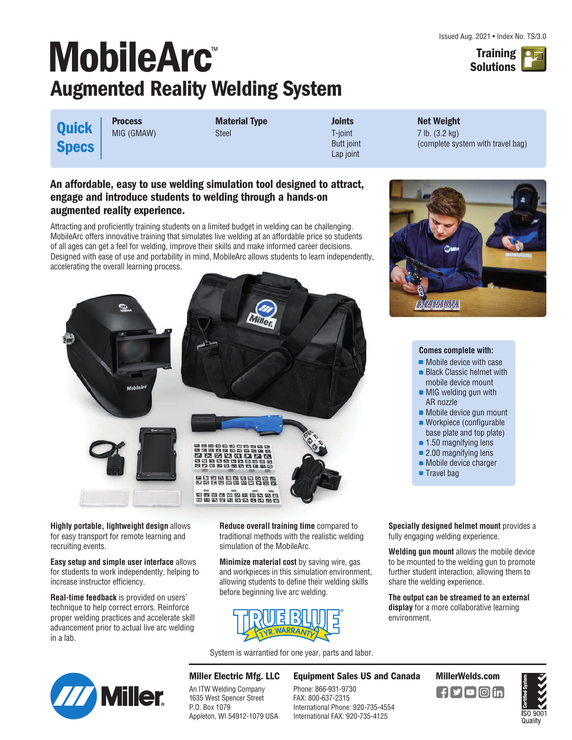Issued Aug. 2021 • Index No. TS/3.0

# MobileArc™

## Augmented Reality Welding System

Training Solutions

| Quick Specs | Process | Material Type | Joints | Net Weight |
|---|---|---|---|---|
| | MIG (GMAW) | Steel | T-joint<br>Butt joint<br>Lap joint | 7 lb. (3.2 kg)<br>(complete system with travel bag) |

### An affordable, easy to use welding simulation tool designed to attract, engage and introduce students to welding through a hands-on augmented reality experience.

Attracting and proficiently training students on a limited budget in welding can be challenging. MobileArc offers innovative training that simulates live welding at an affordable price so students of all ages can get a feel for welding, improve their skills and make informed career decisions. Designed with ease of use and portability in mind, MobileArc allows students to learn independently, accelerating the overall learning process.

**Comes complete with:**

- Mobile device with case
- Black Classic helmet with mobile device mount
- MIG welding gun with AR nozzle
- Mobile device gun mount
- Workpiece (configurable base plate and top plate)
- 1.50 magnifying lens
- 2.00 magnifying lens
- Mobile device charger
- Travel bag

**Highly portable, lightweight design** allows for easy transport for remote learning and recruiting events.

**Easy setup and simple user interface** allows for students to work independently, helping to increase instructor efficiency.

**Real-time feedback** is provided on users' technique to help correct errors. Reinforce proper welding practices and accelerate skill advancement prior to actual live arc welding in a lab.

**Reduce overall training time** compared to traditional methods with the realistic welding simulation of the MobileArc.

**Minimize material cost** by saving wire, gas and workpieces in this simulation environment, allowing students to define their welding skills before beginning live arc welding.

TRUE BLUE® 1 YR. WARRANTY

System is warrantied for one year, parts and labor.

**Specially designed helmet mount** provides a fully engaging welding experience.

**Welding gun mount** allows the mobile device to be mounted to the welding gun to promote further student interaction, allowing them to share the welding experience.

**The output can be streamed to an external display** for a more collaborative learning environment.

**Miller Electric Mfg. LLC**
An ITW Welding Company
1635 West Spencer Street
P.O. Box 1079
Appleton, WI 54912-1079 USA

**Equipment Sales US and Canada**
Phone: 866-931-9730
FAX: 800-637-2315
International Phone: 920-735-4554
International FAX: 920-735-4125

**MillerWelds.com**

Certified System ISO 9001 Quality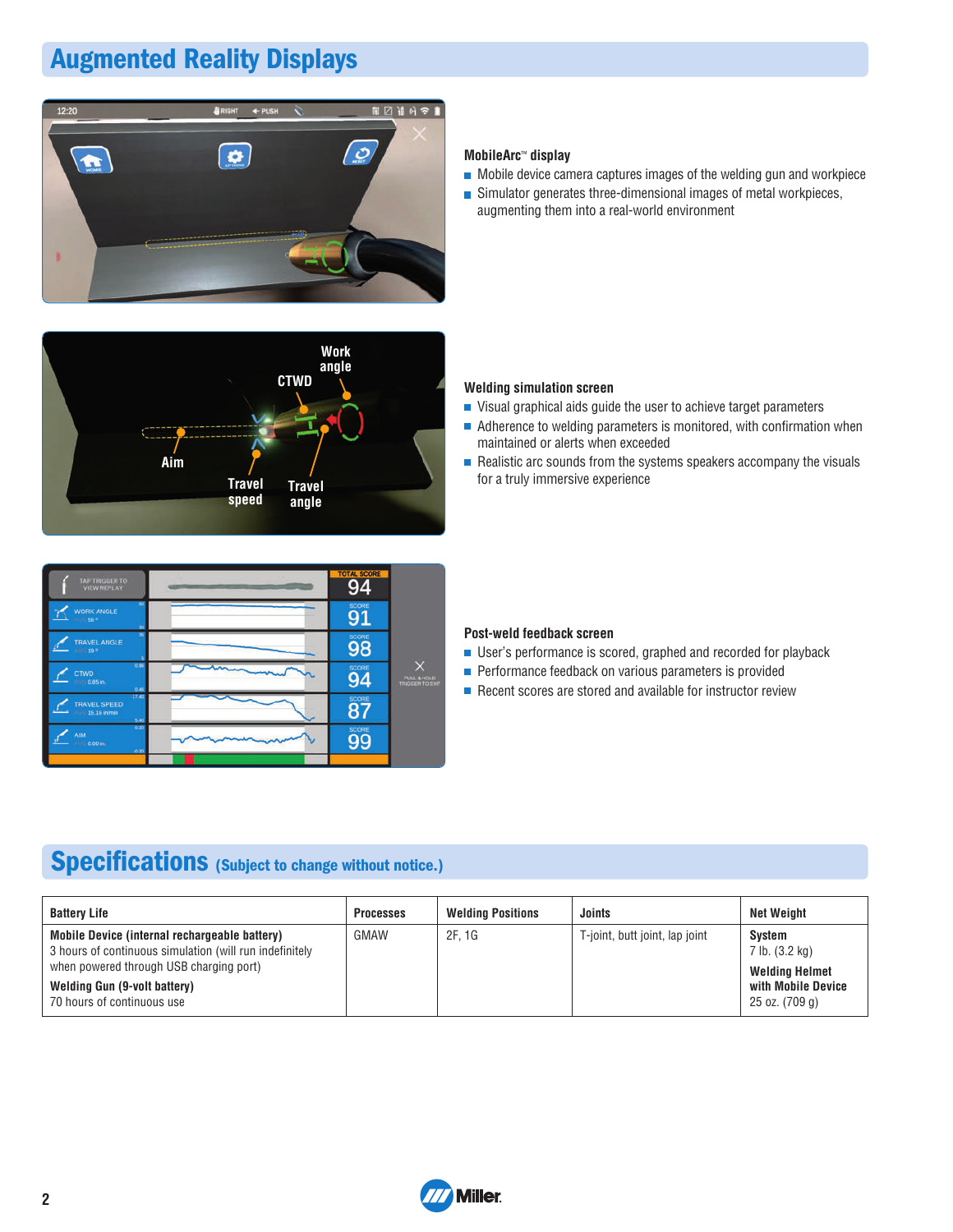## Augmented Reality Displays

**MobileArc™ display**

- Mobile device camera captures images of the welding gun and workpiece
- Simulator generates three-dimensional images of metal workpieces, augmenting them into a real-world environment

**Welding simulation screen**

- Visual graphical aids guide the user to achieve target parameters
- Adherence to welding parameters is monitored, with confirmation when maintained or alerts when exceeded
- Realistic arc sounds from the systems speakers accompany the visuals for a truly immersive experience

**Post-weld feedback screen**

- User's performance is scored, graphed and recorded for playback
- Performance feedback on various parameters is provided
- Recent scores are stored and available for instructor review

## Specifications (Subject to change without notice.)

| Battery Life | Processes | Welding Positions | Joints | Net Weight |
|---|---|---|---|---|
| **Mobile Device (internal rechargeable battery)**<br>3 hours of continuous simulation (will run indefinitely when powered through USB charging port)<br>**Welding Gun (9-volt battery)**<br>70 hours of continuous use | GMAW | 2F, 1G | T-joint, butt joint, lap joint | **System**<br>7 lb. (3.2 kg)<br>**Welding Helmet with Mobile Device**<br>25 oz. (709 g) |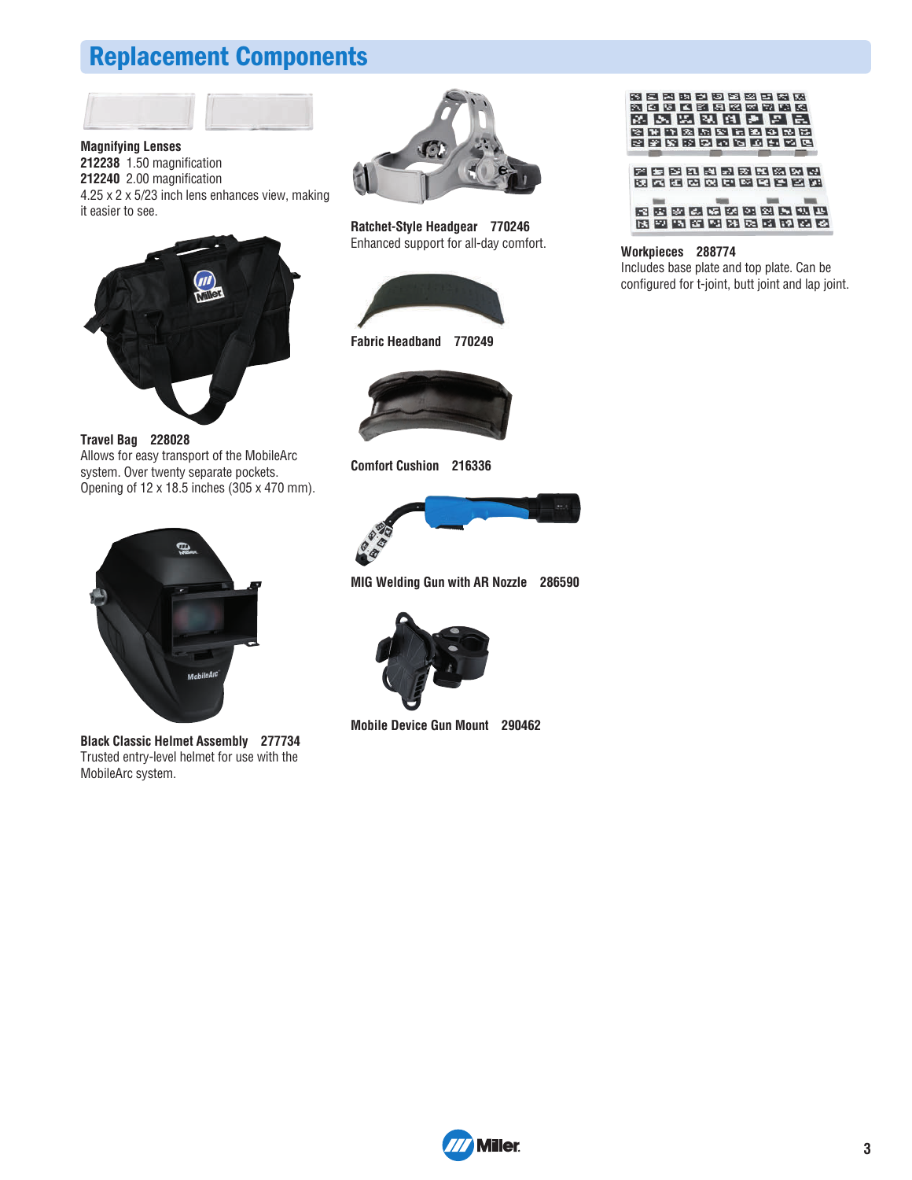## Replacement Components

**Magnifying Lenses**
**212238** 1.50 magnification
**212240** 2.00 magnification
4.25 x 2 x 5/23 inch lens enhances view, making it easier to see.

**Travel Bag 228028**
Allows for easy transport of the MobileArc system. Over twenty separate pockets. Opening of 12 x 18.5 inches (305 x 470 mm).

**Black Classic Helmet Assembly 277734**
Trusted entry-level helmet for use with the MobileArc system.

**Ratchet-Style Headgear 770246**
Enhanced support for all-day comfort.

**Fabric Headband 770249**

**Comfort Cushion 216336**

**MIG Welding Gun with AR Nozzle 286590**

**Mobile Device Gun Mount 290462**

**Workpieces 288774**
Includes base plate and top plate. Can be configured for t-joint, butt joint and lap joint.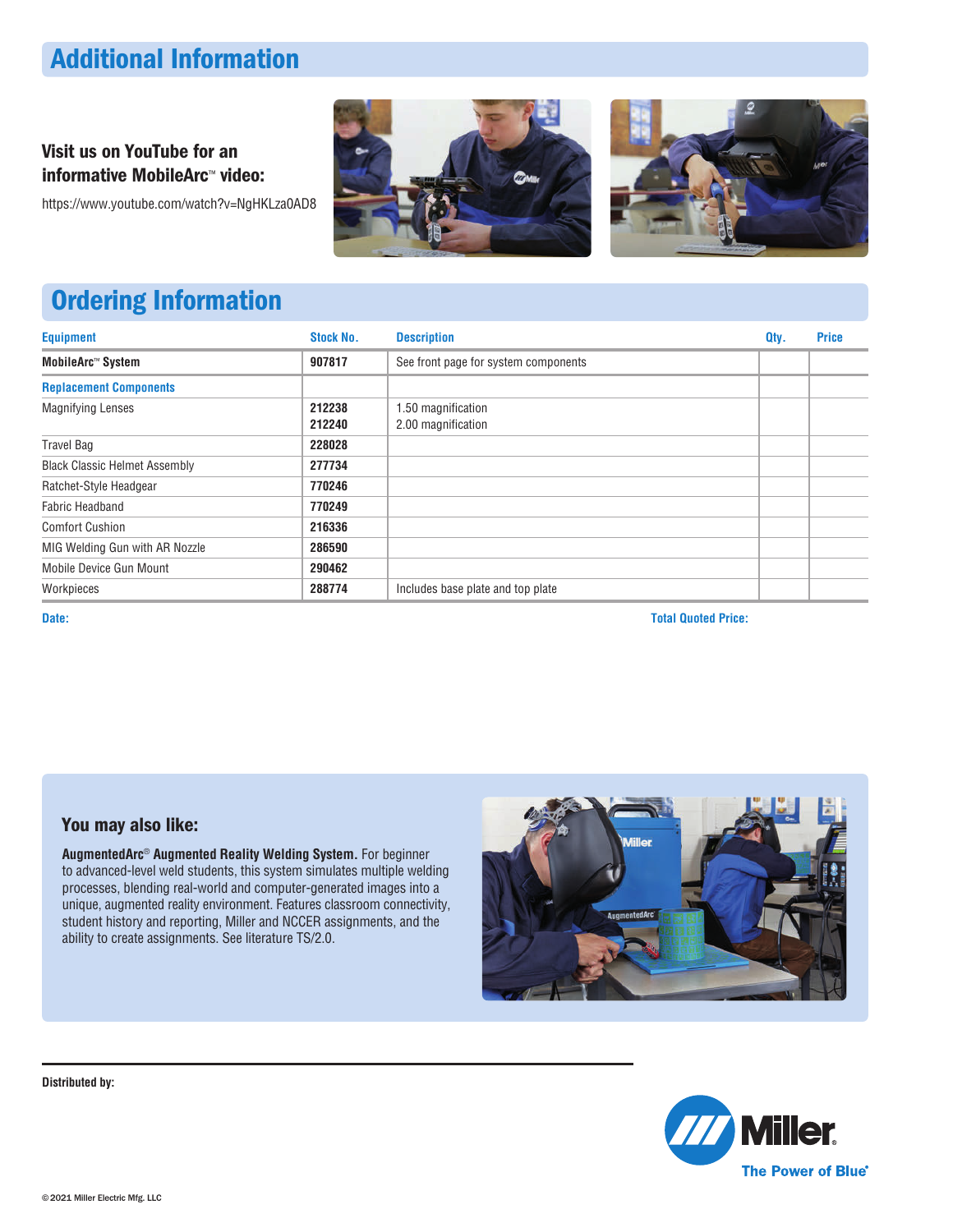## Additional Information

**Visit us on YouTube for an informative MobileArc™ video:**

https://www.youtube.com/watch?v=NgHKLza0AD8

## Ordering Information

| Equipment | Stock No. | Description | Qty. | Price |
|---|---|---|---|---|
| **MobileArc™ System** | **907817** | See front page for system components | | |
| **Replacement Components** | | | | |
| Magnifying Lenses | **212238**<br>**212240** | 1.50 magnification<br>2.00 magnification | | |
| Travel Bag | **228028** | | | |
| Black Classic Helmet Assembly | **277734** | | | |
| Ratchet-Style Headgear | **770246** | | | |
| Fabric Headband | **770249** | | | |
| Comfort Cushion | **216336** | | | |
| MIG Welding Gun with AR Nozzle | **286590** | | | |
| Mobile Device Gun Mount | **290462** | | | |
| Workpieces | **288774** | Includes base plate and top plate | | |

**Date:**

**Total Quoted Price:**

### You may also like:

**AugmentedArc® Augmented Reality Welding System.** For beginner to advanced-level weld students, this system simulates multiple welding processes, blending real-world and computer-generated images into a unique, augmented reality environment. Features classroom connectivity, student history and reporting, Miller and NCCER assignments, and the ability to create assignments. See literature TS/2.0.

**Distributed by:**

Miller
The Power of Blue®

©2021 Miller Electric Mfg. LLC